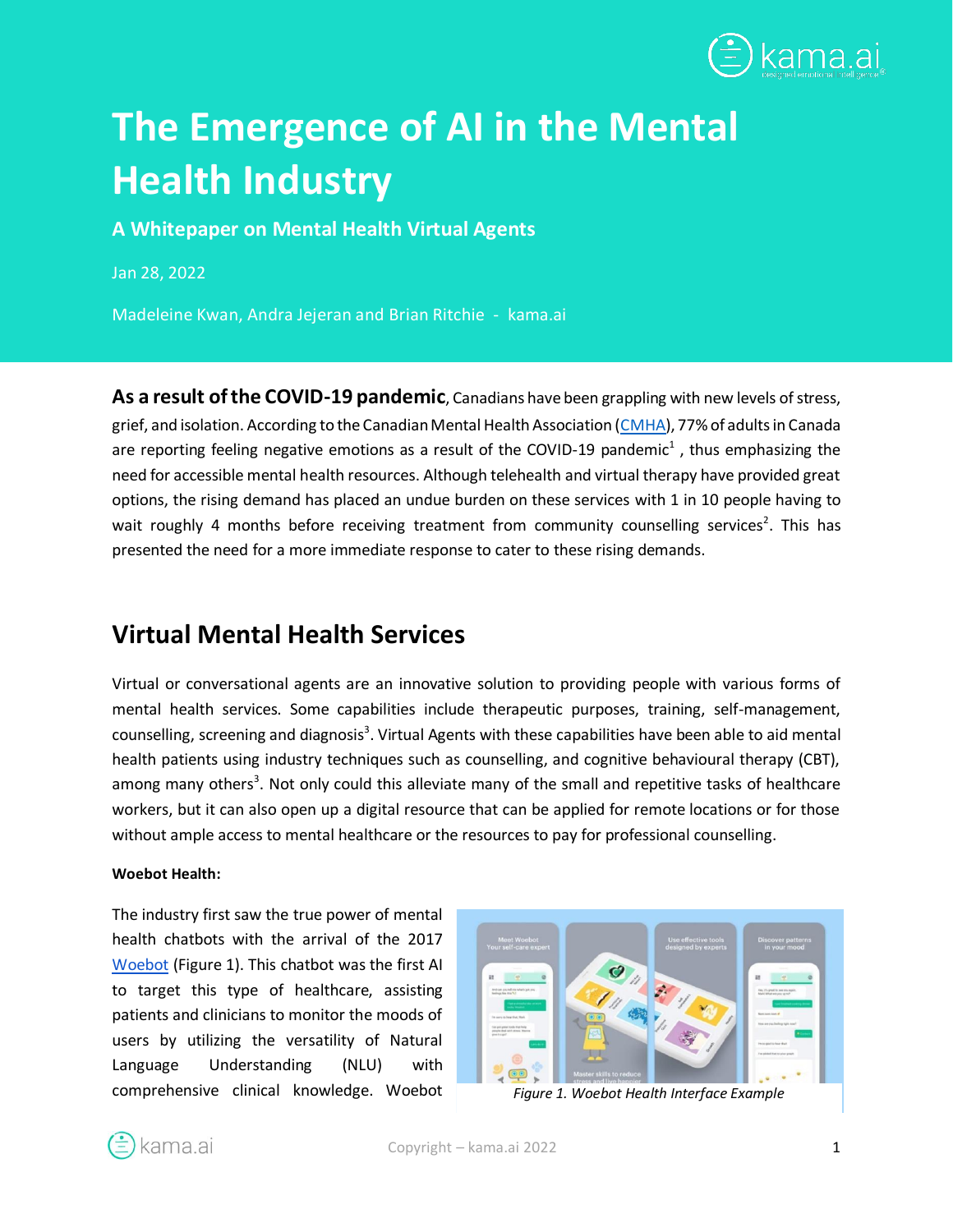# The Emergence of AI in the Mental Health Industry

## A Whitepaper on Mental Health Virtual Agents

Jan 28, 2022

Madeleine Kwan, Andra Jejeran and Brian Ritchie - kama.ai

**As a result of the COVID-19 pandemic**, Canadians have been grappling with new levels of stress, grief, and isolation. According to the Canadian Mental Health Association (CMHA), 77% of adults in Canada are reporting feeling negative emotions as a result of the COVID-19 pandemic[1] , thus emphasizing the need for accessible mental health resources. Although telehealth and virtual therapy have provided great options, the rising demand has placed an undue burden on these services with 1 in 10 people having to wait roughly 4 months before receiving treatment from community counselling services[2]. This has presented the need for a more immediate response to cater to these rising demands.

## Virtual Mental Health Services

Virtual or conversational agents are an innovative solution to providing people with various forms of mental health services. Some capabilities include therapeutic purposes, training, self-management, counselling, screening and diagnosis[3]. Virtual Agents with these capabilities have been able to aid mental health patients using industry techniques such as counselling, and cognitive behavioural therapy (CBT), among many others[3]. Not only could this alleviate many of the small and repetitive tasks of healthcare workers, but it can also open up a digital resource that can be applied for remote locations or for those without ample access to mental healthcare or the resources to pay for professional counselling.

**Woebot Health:**

The industry first saw the true power of mental health chatbots with the arrival of the 2017 Woebot (Figure 1). This chatbot was the first AI to target this type of healthcare, assisting patients and clinicians to monitor the moods of users by utilizing the versatility of Natural Language Understanding (NLU) with comprehensive clinical knowledge. Woebot

*Figure 1. Woebot Health Interface Example*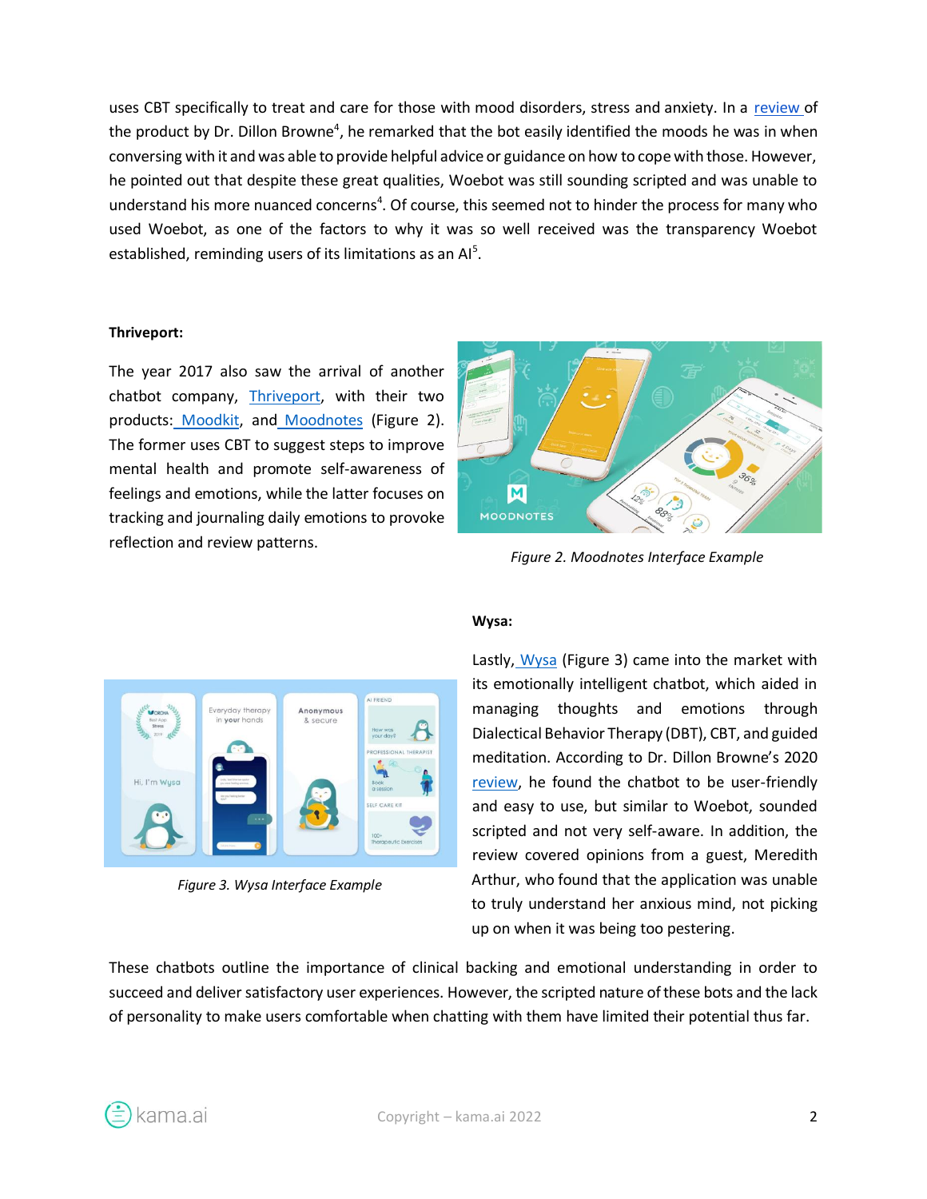uses CBT specifically to treat and care for those with mood disorders, stress and anxiety. In a review of the product by Dr. Dillon Browne[4], he remarked that the bot easily identified the moods he was in when conversing with it and was able to provide helpful advice or guidance on how to cope with those. However, he pointed out that despite these great qualities, Woebot was still sounding scripted and was unable to understand his more nuanced concerns[4]. Of course, this seemed not to hinder the process for many who used Woebot, as one of the factors to why it was so well received was the transparency Woebot established, reminding users of its limitations as an AI[5].

**Thriveport:**

The year 2017 also saw the arrival of another chatbot company, Thriveport, with their two products: Moodkit, and Moodnotes (Figure 2). The former uses CBT to suggest steps to improve mental health and promote self-awareness of feelings and emotions, while the latter focuses on tracking and journaling daily emotions to provoke reflection and review patterns.

*Figure 2. Moodnotes Interface Example*

**Wysa:**

Lastly, Wysa (Figure 3) came into the market with its emotionally intelligent chatbot, which aided in managing thoughts and emotions through Dialectical Behavior Therapy (DBT), CBT, and guided meditation. According to Dr. Dillon Browne's 2020 review, he found the chatbot to be user-friendly and easy to use, but similar to Woebot, sounded scripted and not very self-aware. In addition, the review covered opinions from a guest, Meredith Arthur, who found that the application was unable to truly understand her anxious mind, not picking up on when it was being too pestering.

*Figure 3. Wysa Interface Example*

These chatbots outline the importance of clinical backing and emotional understanding in order to succeed and deliver satisfactory user experiences. However, the scripted nature of these bots and the lack of personality to make users comfortable when chatting with them have limited their potential thus far.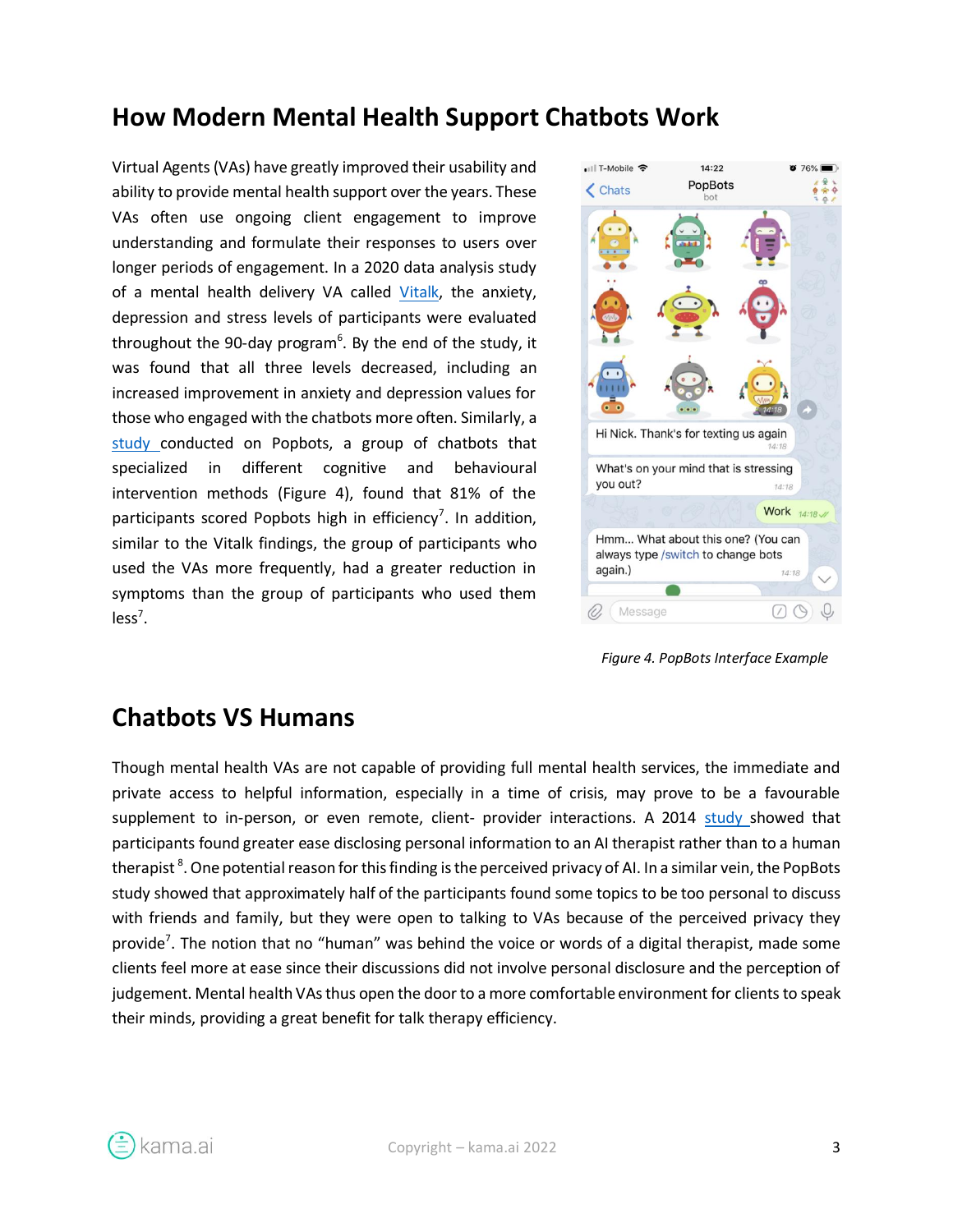## How Modern Mental Health Support Chatbots Work

Virtual Agents (VAs) have greatly improved their usability and ability to provide mental health support over the years. These VAs often use ongoing client engagement to improve understanding and formulate their responses to users over longer periods of engagement. In a 2020 data analysis study of a mental health delivery VA called Vitalk, the anxiety, depression and stress levels of participants were evaluated throughout the 90-day program[6]. By the end of the study, it was found that all three levels decreased, including an increased improvement in anxiety and depression values for those who engaged with the chatbots more often. Similarly, a study conducted on Popbots, a group of chatbots that specialized in different cognitive and behavioural intervention methods (Figure 4), found that 81% of the participants scored Popbots high in efficiency[7]. In addition, similar to the Vitalk findings, the group of participants who used the VAs more frequently, had a greater reduction in symptoms than the group of participants who used them less[7].

*Figure 4. PopBots Interface Example*

## Chatbots VS Humans

Though mental health VAs are not capable of providing full mental health services, the immediate and private access to helpful information, especially in a time of crisis, may prove to be a favourable supplement to in-person, or even remote, client- provider interactions. A 2014 study showed that participants found greater ease disclosing personal information to an AI therapist rather than to a human therapist [8]. One potential reason for this finding is the perceived privacy of AI. In a similar vein, the PopBots study showed that approximately half of the participants found some topics to be too personal to discuss with friends and family, but they were open to talking to VAs because of the perceived privacy they provide[7]. The notion that no "human" was behind the voice or words of a digital therapist, made some clients feel more at ease since their discussions did not involve personal disclosure and the perception of judgement. Mental health VAs thus open the door to a more comfortable environment for clients to speak their minds, providing a great benefit for talk therapy efficiency.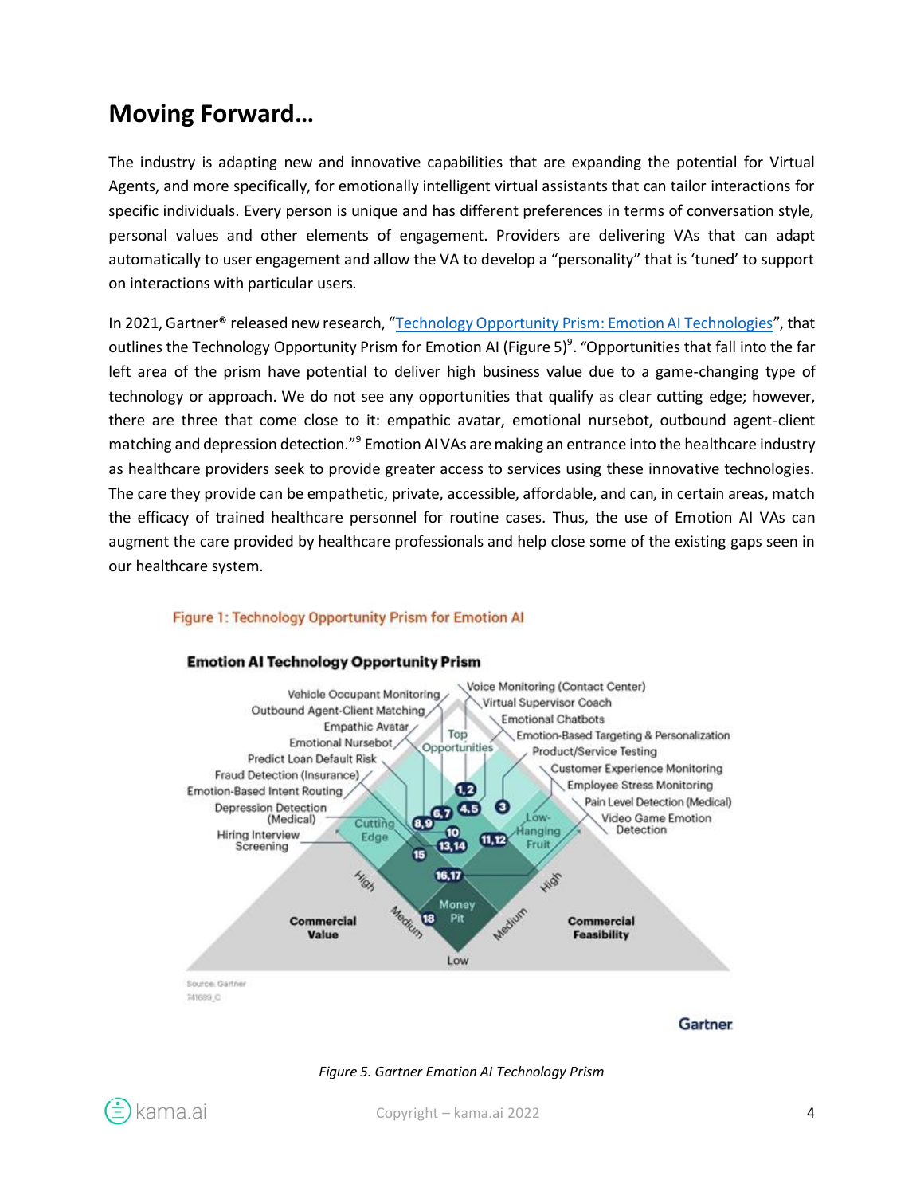## Moving Forward…

The industry is adapting new and innovative capabilities that are expanding the potential for Virtual Agents, and more specifically, for emotionally intelligent virtual assistants that can tailor interactions for specific individuals. Every person is unique and has different preferences in terms of conversation style, personal values and other elements of engagement. Providers are delivering VAs that can adapt automatically to user engagement and allow the VA to develop a "personality" that is 'tuned' to support on interactions with particular users.

In 2021, Gartner® released new research, "Technology Opportunity Prism: Emotion AI Technologies", that outlines the Technology Opportunity Prism for Emotion AI (Figure 5)[9]. "Opportunities that fall into the far left area of the prism have potential to deliver high business value due to a game-changing type of technology or approach. We do not see any opportunities that qualify as clear cutting edge; however, there are three that come close to it: empathic avatar, emotional nursebot, outbound agent-client matching and depression detection."[9] Emotion AI VAs are making an entrance into the healthcare industry as healthcare providers seek to provide greater access to services using these innovative technologies. The care they provide can be empathetic, private, accessible, affordable, and can, in certain areas, match the efficacy of trained healthcare personnel for routine cases. Thus, the use of Emotion AI VAs can augment the care provided by healthcare professionals and help close some of the existing gaps seen in our healthcare system.

Figure 1: Technology Opportunity Prism for Emotion AI

**Emotion AI Technology Opportunity Prism**

Vehicle Occupant Monitoring, Outbound Agent-Client Matching, Empathic Avatar, Emotional Nursebot, Predict Loan Default Risk, Fraud Detection (Insurance), Emotion-Based Intent Routing, Depression Detection (Medical), Hiring Interview Screening, Voice Monitoring (Contact Center), Virtual Supervisor Coach, Emotional Chatbots, Emotion-Based Targeting & Personalization, Product/Service Testing, Customer Experience Monitoring, Employee Stress Monitoring, Pain Level Detection (Medical), Video Game Emotion Detection

Top Opportunities, Cutting Edge, Low-Hanging Fruit, Money Pit

1,2 · 3 · 4,5 · 6,7 · 8,9 · 10 · 11,12 · 13,14 · 15 · 16,17 · 18

Commercial Value (High, Medium, Low) · Commercial Feasibility (High, Medium)

Source: Gartner
741689_C

Gartner

*Figure 5. Gartner Emotion AI Technology Prism*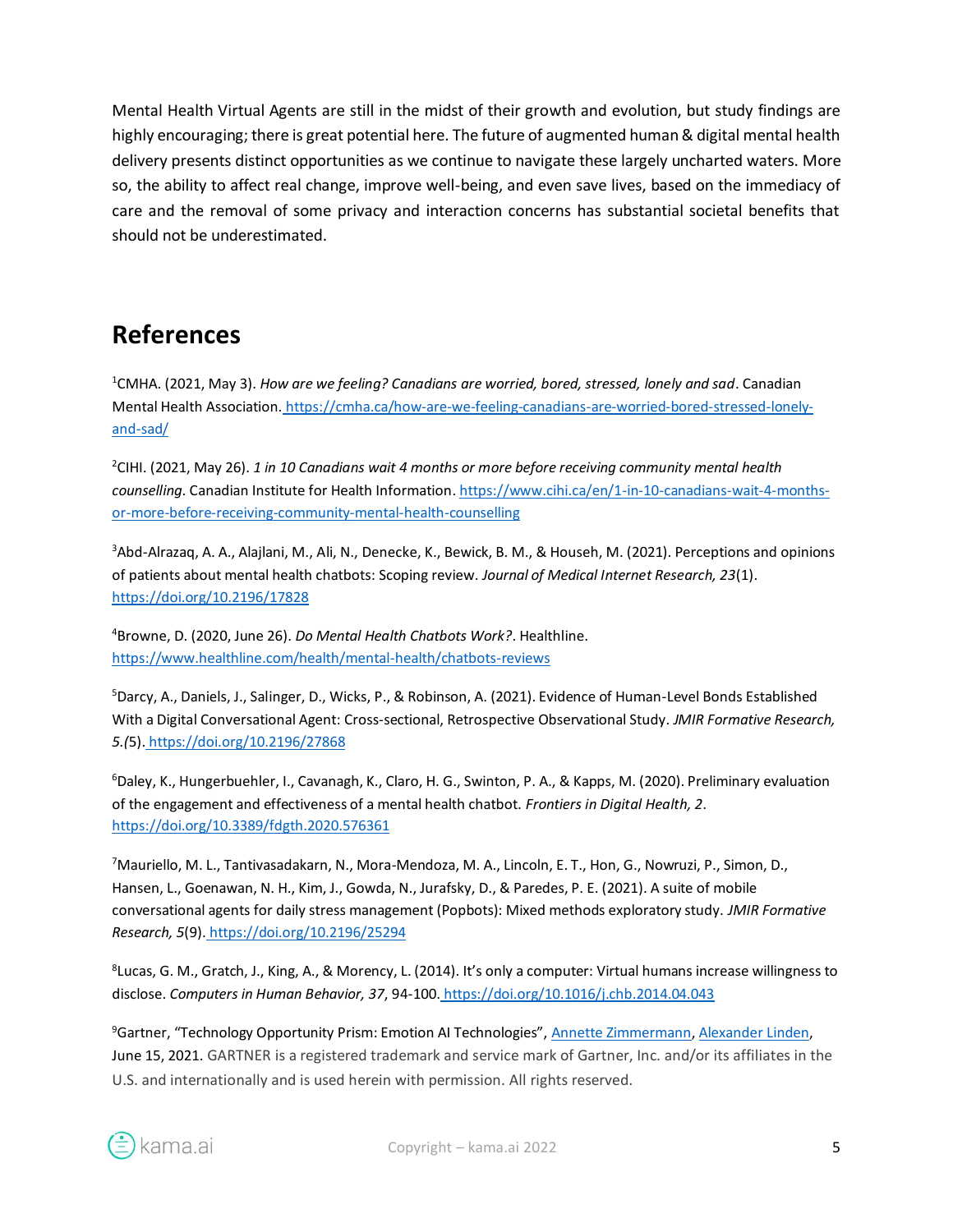Mental Health Virtual Agents are still in the midst of their growth and evolution, but study findings are highly encouraging; there is great potential here. The future of augmented human & digital mental health delivery presents distinct opportunities as we continue to navigate these largely uncharted waters. More so, the ability to affect real change, improve well-being, and even save lives, based on the immediacy of care and the removal of some privacy and interaction concerns has substantial societal benefits that should not be underestimated.

## References

[1]CMHA. (2021, May 3). *How are we feeling? Canadians are worried, bored, stressed, lonely and sad*. Canadian Mental Health Association. https://cmha.ca/how-are-we-feeling-canadians-are-worried-bored-stressed-lonely-and-sad/

[2]CIHI. (2021, May 26). *1 in 10 Canadians wait 4 months or more before receiving community mental health counselling*. Canadian Institute for Health Information. https://www.cihi.ca/en/1-in-10-canadians-wait-4-months-or-more-before-receiving-community-mental-health-counselling

[3]Abd-Alrazaq, A. A., Alajlani, M., Ali, N., Denecke, K., Bewick, B. M., & Househ, M. (2021). Perceptions and opinions of patients about mental health chatbots: Scoping review. *Journal of Medical Internet Research, 23*(1). https://doi.org/10.2196/17828

[4]Browne, D. (2020, June 26). *Do Mental Health Chatbots Work?*. Healthline. https://www.healthline.com/health/mental-health/chatbots-reviews

[5]Darcy, A., Daniels, J., Salinger, D., Wicks, P., & Robinson, A. (2021). Evidence of Human-Level Bonds Established With a Digital Conversational Agent: Cross-sectional, Retrospective Observational Study. *JMIR Formative Research, 5.(*5). https://doi.org/10.2196/27868

[6]Daley, K., Hungerbuehler, I., Cavanagh, K., Claro, H. G., Swinton, P. A., & Kapps, M. (2020). Preliminary evaluation of the engagement and effectiveness of a mental health chatbot. *Frontiers in Digital Health, 2*. https://doi.org/10.3389/fdgth.2020.576361

[7]Mauriello, M. L., Tantivasadakarn, N., Mora-Mendoza, M. A., Lincoln, E. T., Hon, G., Nowruzi, P., Simon, D., Hansen, L., Goenawan, N. H., Kim, J., Gowda, N., Jurafsky, D., & Paredes, P. E. (2021). A suite of mobile conversational agents for daily stress management (Popbots): Mixed methods exploratory study. *JMIR Formative Research, 5*(9). https://doi.org/10.2196/25294

[8]Lucas, G. M., Gratch, J., King, A., & Morency, L. (2014). It's only a computer: Virtual humans increase willingness to disclose. *Computers in Human Behavior, 37*, 94-100. https://doi.org/10.1016/j.chb.2014.04.043

[9]Gartner, "Technology Opportunity Prism: Emotion AI Technologies", Annette Zimmermann, Alexander Linden, June 15, 2021. GARTNER is a registered trademark and service mark of Gartner, Inc. and/or its affiliates in the U.S. and internationally and is used herein with permission. All rights reserved.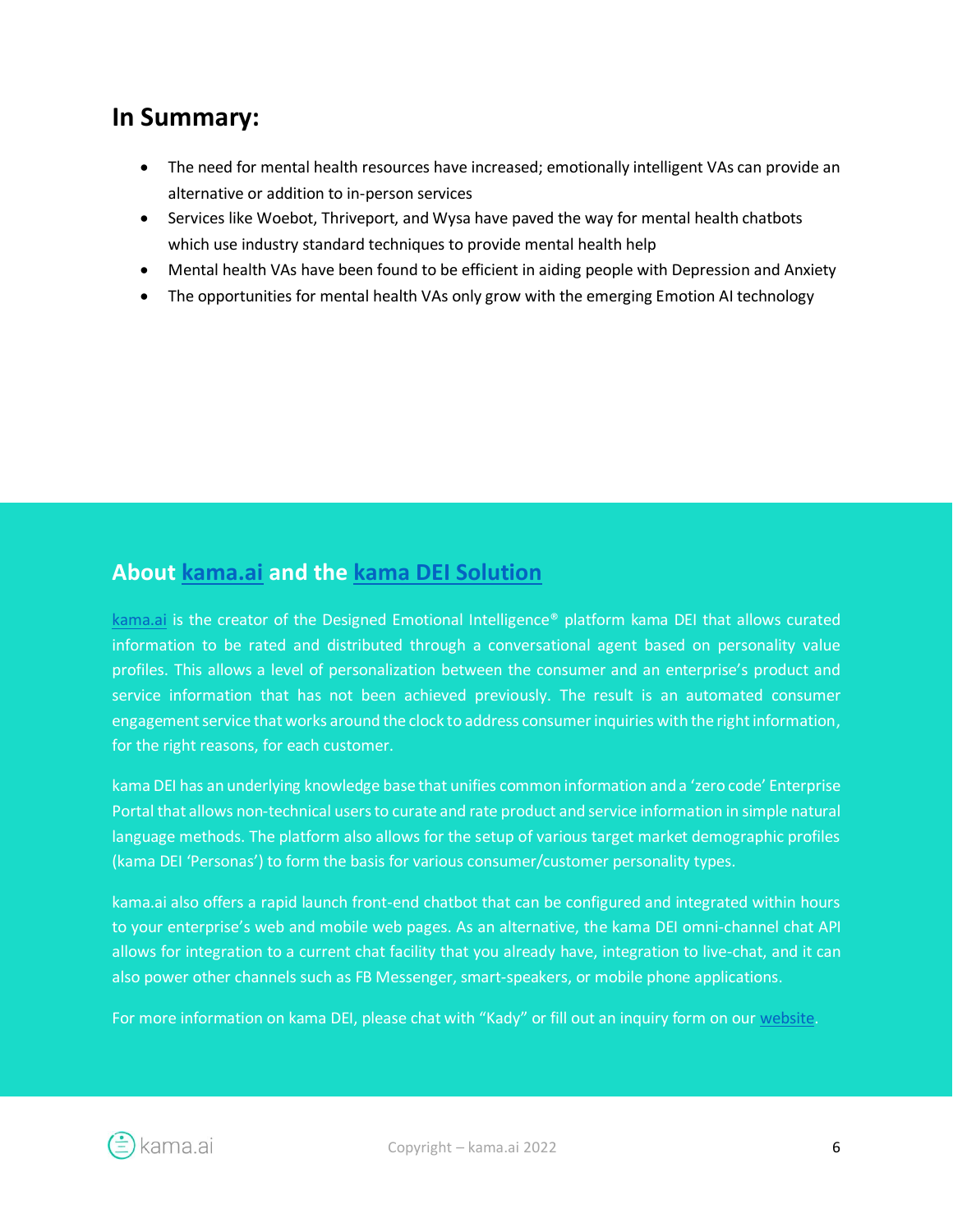## In Summary:

- The need for mental health resources have increased; emotionally intelligent VAs can provide an alternative or addition to in-person services
- Services like Woebot, Thriveport, and Wysa have paved the way for mental health chatbots which use industry standard techniques to provide mental health help
- Mental health VAs have been found to be efficient in aiding people with Depression and Anxiety
- The opportunities for mental health VAs only grow with the emerging Emotion AI technology

## About kama.ai and the kama DEI Solution

kama.ai is the creator of the Designed Emotional Intelligence® platform kama DEI that allows curated information to be rated and distributed through a conversational agent based on personality value profiles. This allows a level of personalization between the consumer and an enterprise's product and service information that has not been achieved previously. The result is an automated consumer engagement service that works around the clock to address consumer inquiries with the right information, for the right reasons, for each customer.

kama DEI has an underlying knowledge base that unifies common information and a 'zero code' Enterprise Portal that allows non-technical users to curate and rate product and service information in simple natural language methods. The platform also allows for the setup of various target market demographic profiles (kama DEI 'Personas') to form the basis for various consumer/customer personality types.

kama.ai also offers a rapid launch front-end chatbot that can be configured and integrated within hours to your enterprise's web and mobile web pages. As an alternative, the kama DEI omni-channel chat API allows for integration to a current chat facility that you already have, integration to live-chat, and it can also power other channels such as FB Messenger, smart-speakers, or mobile phone applications.

For more information on kama DEI, please chat with "Kady" or fill out an inquiry form on our website.